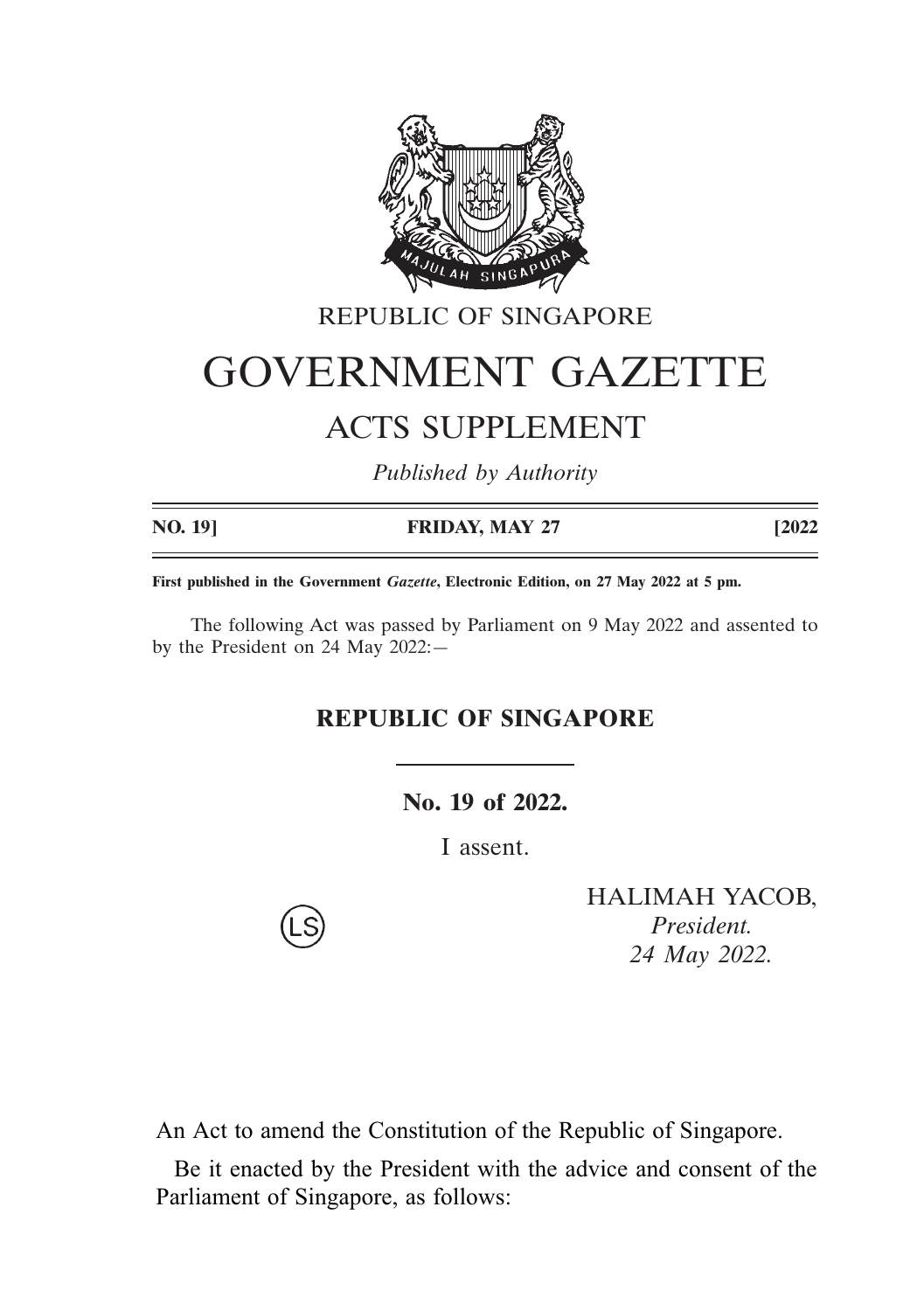REPUBLIC OF SINGAPORE

# GOVERNMENT GAZETTE

## ACTS SUPPLEMENT

*Published by Authority*

| **NO. 19]** | **FRIDAY, MAY 27** | **[2022** |
|---|---|---|

**First published in the Government *Gazette*, Electronic Edition, on 27 May 2022 at 5 pm.**

The following Act was passed by Parliament on 9 May 2022 and assented to by the President on 24 May 2022:—

## REPUBLIC OF SINGAPORE

**No. 19 of 2022.**

I assent.

(LS)

HALIMAH YACOB,
*President.*
*24 May 2022.*

An Act to amend the Constitution of the Republic of Singapore.

Be it enacted by the President with the advice and consent of the Parliament of Singapore, as follows: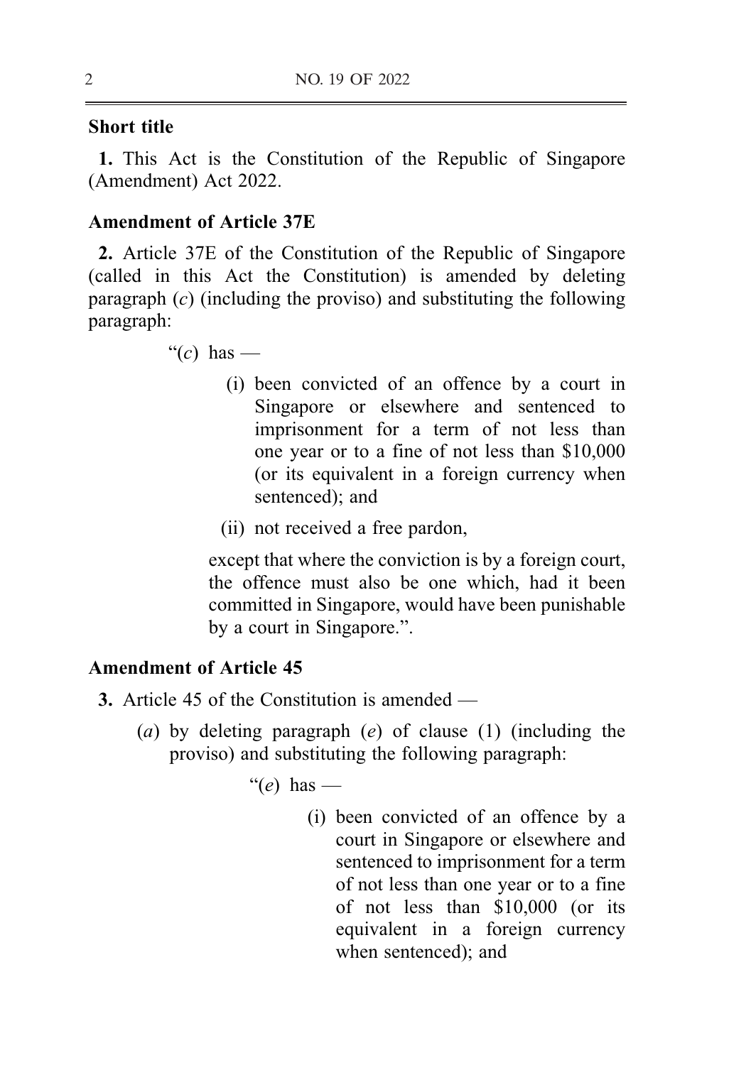**Short title**

**1.** This Act is the Constitution of the Republic of Singapore (Amendment) Act 2022.

**Amendment of Article 37E**

**2.** Article 37E of the Constitution of the Republic of Singapore (called in this Act the Constitution) is amended by deleting paragraph (*c*) (including the proviso) and substituting the following paragraph:

> "(*c*) has —
>
> (i) been convicted of an offence by a court in Singapore or elsewhere and sentenced to imprisonment for a term of not less than one year or to a fine of not less than $10,000 (or its equivalent in a foreign currency when sentenced); and
>
> (ii) not received a free pardon,
>
> except that where the conviction is by a foreign court, the offence must also be one which, had it been committed in Singapore, would have been punishable by a court in Singapore.".

**Amendment of Article 45**

**3.** Article 45 of the Constitution is amended —

(*a*) by deleting paragraph (*e*) of clause (1) (including the proviso) and substituting the following paragraph:

> "(*e*) has —
>
> (i) been convicted of an offence by a court in Singapore or elsewhere and sentenced to imprisonment for a term of not less than one year or to a fine of not less than $10,000 (or its equivalent in a foreign currency when sentenced); and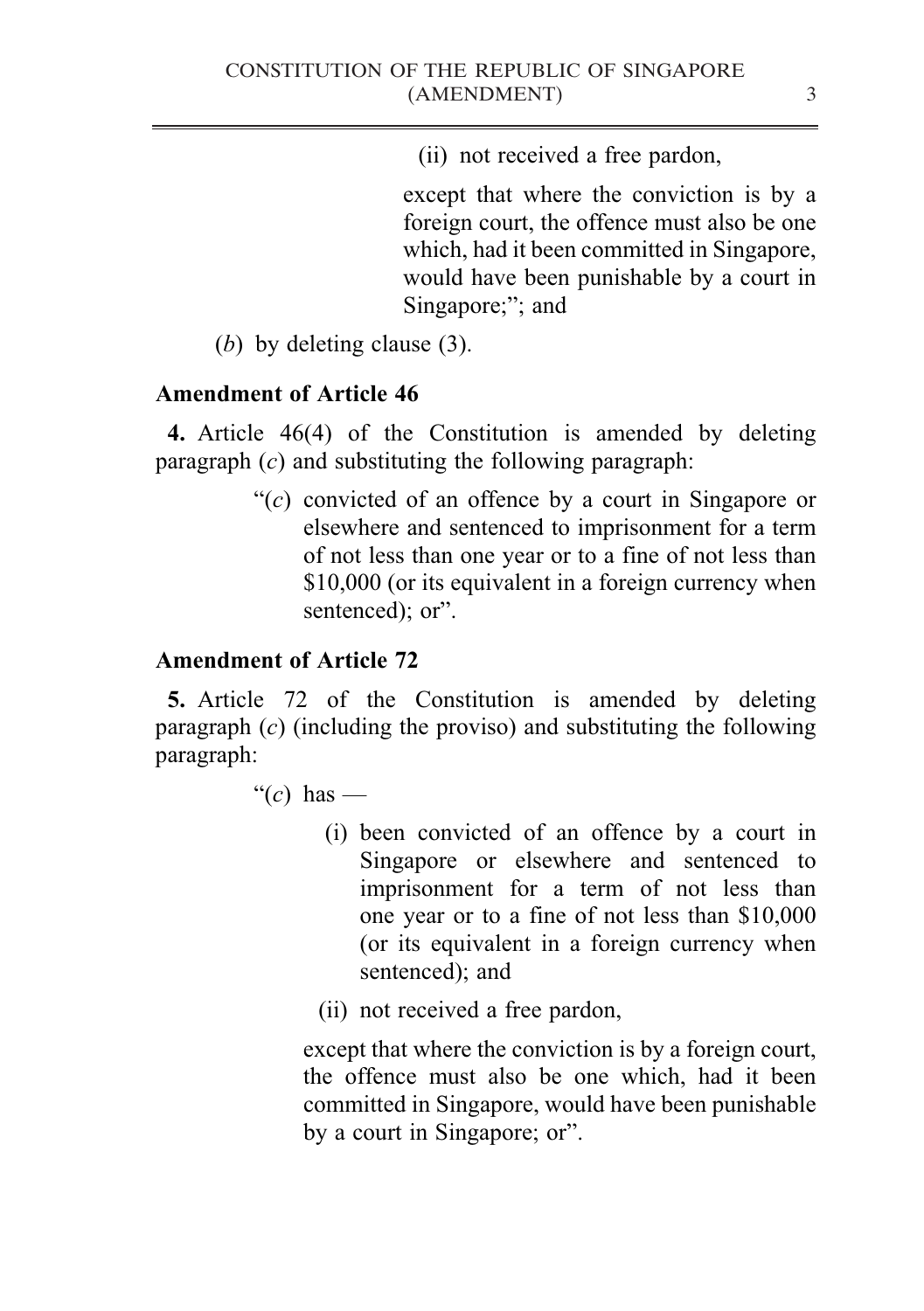(ii) not received a free pardon,

except that where the conviction is by a foreign court, the offence must also be one which, had it been committed in Singapore, would have been punishable by a court in Singapore;"; and

(*b*) by deleting clause (3).

**Amendment of Article 46**

**4.** Article 46(4) of the Constitution is amended by deleting paragraph (*c*) and substituting the following paragraph:

> "(*c*) convicted of an offence by a court in Singapore or elsewhere and sentenced to imprisonment for a term of not less than one year or to a fine of not less than $10,000 (or its equivalent in a foreign currency when sentenced); or".

**Amendment of Article 72**

**5.** Article 72 of the Constitution is amended by deleting paragraph (*c*) (including the proviso) and substituting the following paragraph:

> "(*c*) has —
>
> (i) been convicted of an offence by a court in Singapore or elsewhere and sentenced to imprisonment for a term of not less than one year or to a fine of not less than $10,000 (or its equivalent in a foreign currency when sentenced); and
>
> (ii) not received a free pardon,
>
> except that where the conviction is by a foreign court, the offence must also be one which, had it been committed in Singapore, would have been punishable by a court in Singapore; or".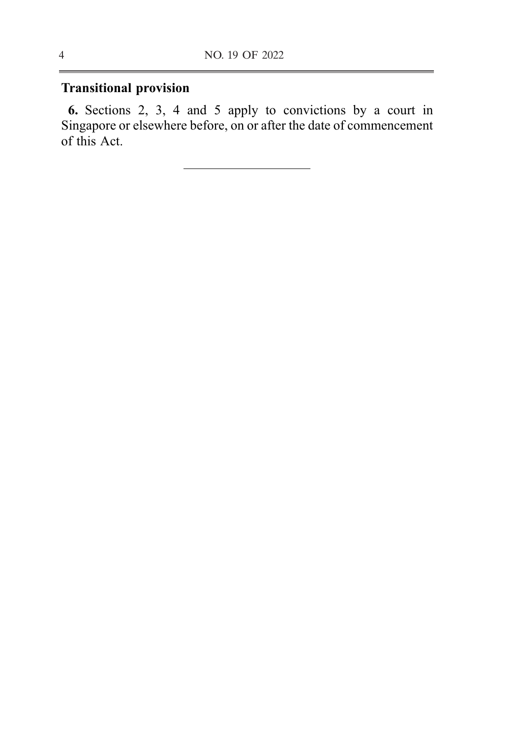**Transitional provision**

**6.** Sections 2, 3, 4 and 5 apply to convictions by a court in Singapore or elsewhere before, on or after the date of commencement of this Act.